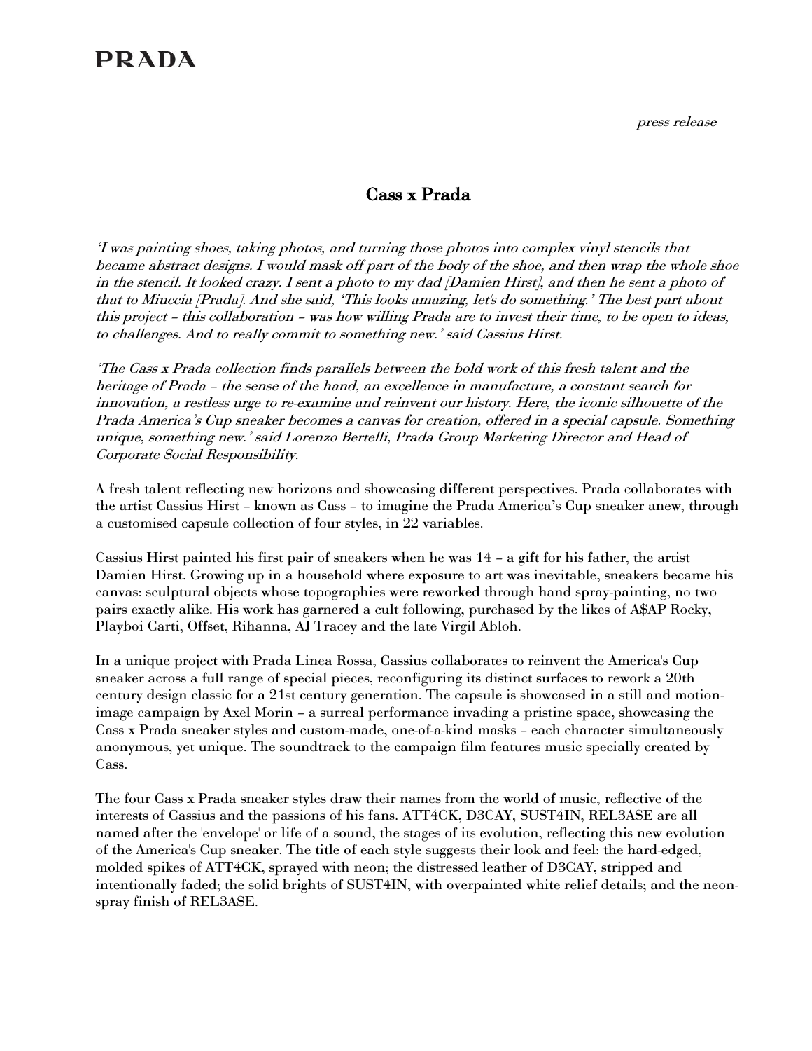PRADA

*press release*

# Cass x Prada

*'I was painting shoes, taking photos, and turning those photos into complex vinyl stencils that became abstract designs. I would mask off part of the body of the shoe, and then wrap the whole shoe in the stencil. It looked crazy. I sent a photo to my dad [Damien Hirst], and then he sent a photo of that to Miuccia [Prada]. And she said, 'This looks amazing, let's do something.' The best part about this project – this collaboration – was how willing Prada are to invest their time, to be open to ideas, to challenges. And to really commit to something new.' said Cassius Hirst.*

*'The Cass x Prada collection finds parallels between the bold work of this fresh talent and the heritage of Prada – the sense of the hand, an excellence in manufacture, a constant search for innovation, a restless urge to re-examine and reinvent our history. Here, the iconic silhouette of the Prada America's Cup sneaker becomes a canvas for creation, offered in a special capsule. Something unique, something new.' said Lorenzo Bertelli, Prada Group Marketing Director and Head of Corporate Social Responsibility.*

A fresh talent reflecting new horizons and showcasing different perspectives. Prada collaborates with the artist Cassius Hirst – known as Cass – to imagine the Prada America's Cup sneaker anew, through a customised capsule collection of four styles, in 22 variables.

Cassius Hirst painted his first pair of sneakers when he was 14 – a gift for his father, the artist Damien Hirst. Growing up in a household where exposure to art was inevitable, sneakers became his canvas: sculptural objects whose topographies were reworked through hand spray-painting, no two pairs exactly alike. His work has garnered a cult following, purchased by the likes of A$AP Rocky, Playboi Carti, Offset, Rihanna, AJ Tracey and the late Virgil Abloh.

In a unique project with Prada Linea Rossa, Cassius collaborates to reinvent the America's Cup sneaker across a full range of special pieces, reconfiguring its distinct surfaces to rework a 20th century design classic for a 21st century generation. The capsule is showcased in a still and motion-image campaign by Axel Morin – a surreal performance invading a pristine space, showcasing the Cass x Prada sneaker styles and custom-made, one-of-a-kind masks – each character simultaneously anonymous, yet unique. The soundtrack to the campaign film features music specially created by Cass.

The four Cass x Prada sneaker styles draw their names from the world of music, reflective of the interests of Cassius and the passions of his fans. ATT4CK, D3CAY, SUST4IN, REL3ASE are all named after the 'envelope' or life of a sound, the stages of its evolution, reflecting this new evolution of the America's Cup sneaker. The title of each style suggests their look and feel: the hard-edged, molded spikes of ATT4CK, sprayed with neon; the distressed leather of D3CAY, stripped and intentionally faded; the solid brights of SUST4IN, with overpainted white relief details; and the neon-spray finish of REL3ASE.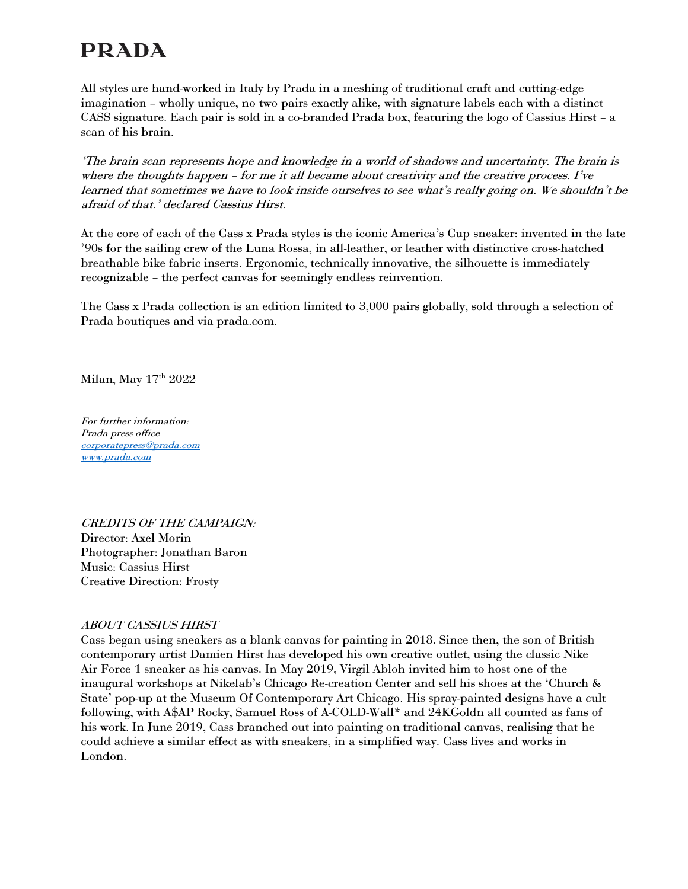# PRADA

All styles are hand-worked in Italy by Prada in a meshing of traditional craft and cutting-edge imagination – wholly unique, no two pairs exactly alike, with signature labels each with a distinct CASS signature. Each pair is sold in a co-branded Prada box, featuring the logo of Cassius Hirst – a scan of his brain.

*'The brain scan represents hope and knowledge in a world of shadows and uncertainty. The brain is where the thoughts happen – for me it all became about creativity and the creative process. I've learned that sometimes we have to look inside ourselves to see what's really going on. We shouldn't be afraid of that.' declared Cassius Hirst.*

At the core of each of the Cass x Prada styles is the iconic America's Cup sneaker: invented in the late '90s for the sailing crew of the Luna Rossa, in all-leather, or leather with distinctive cross-hatched breathable bike fabric inserts. Ergonomic, technically innovative, the silhouette is immediately recognizable – the perfect canvas for seemingly endless reinvention.

The Cass x Prada collection is an edition limited to 3,000 pairs globally, sold through a selection of Prada boutiques and via prada.com.

Milan, May 17th 2022

*For further information:*
*Prada press office*
*corporatepress@prada.com*
*www.prada.com*

*CREDITS OF THE CAMPAIGN:*
Director: Axel Morin
Photographer: Jonathan Baron
Music: Cassius Hirst
Creative Direction: Frosty

*ABOUT CASSIUS HIRST*
Cass began using sneakers as a blank canvas for painting in 2018. Since then, the son of British contemporary artist Damien Hirst has developed his own creative outlet, using the classic Nike Air Force 1 sneaker as his canvas. In May 2019, Virgil Abloh invited him to host one of the inaugural workshops at Nikelab's Chicago Re-creation Center and sell his shoes at the 'Church & State' pop-up at the Museum Of Contemporary Art Chicago. His spray-painted designs have a cult following, with A$AP Rocky, Samuel Ross of A-COLD-Wall* and 24KGoldn all counted as fans of his work. In June 2019, Cass branched out into painting on traditional canvas, realising that he could achieve a similar effect as with sneakers, in a simplified way. Cass lives and works in London.